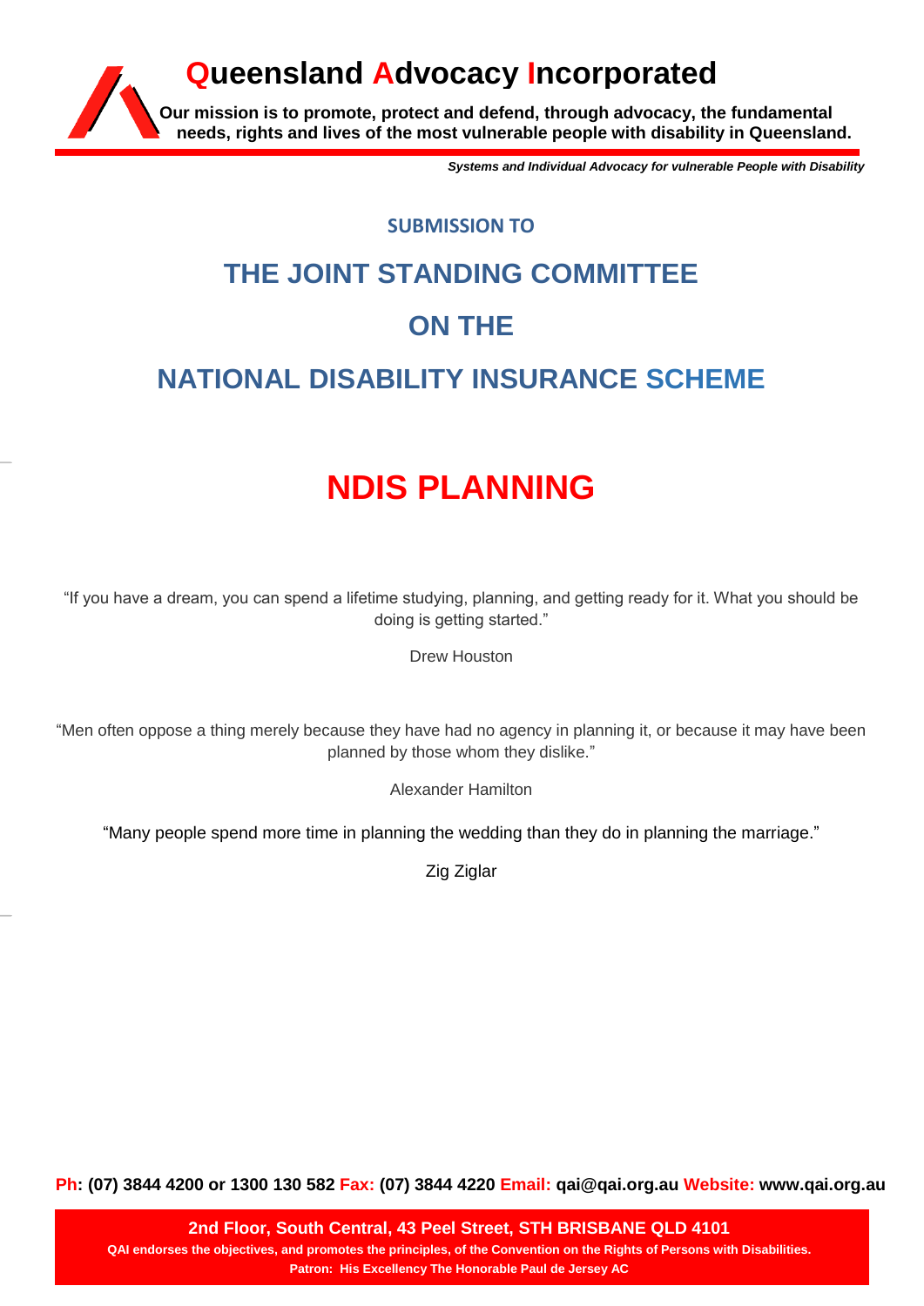# Queensland Advocacy Incorporated

**Our mission is to promote, protect and defend, through advocacy, the fundamental needs, rights and lives of the most vulnerable people with disability in Queensland.**

***Systems and Individual Advocacy for vulnerable People with Disability***

**SUBMISSION TO**

## THE JOINT STANDING COMMITTEE

## ON THE

## NATIONAL DISABILITY INSURANCE SCHEME

# NDIS PLANNING

"If you have a dream, you can spend a lifetime studying, planning, and getting ready for it. What you should be doing is getting started."

Drew Houston

"Men often oppose a thing merely because they have had no agency in planning it, or because it may have been planned by those whom they dislike."

Alexander Hamilton

"Many people spend more time in planning the wedding than they do in planning the marriage."

Zig Ziglar

**Ph: (07) 3844 4200 or 1300 130 582 Fax: (07) 3844 4220 Email: qai@qai.org.au Website: www.qai.org.au**

**2nd Floor, South Central, 43 Peel Street, STH BRISBANE QLD 4101**

**QAI endorses the objectives, and promotes the principles, of the Convention on the Rights of Persons with Disabilities.**

**Patron: His Excellency The Honorable Paul de Jersey AC**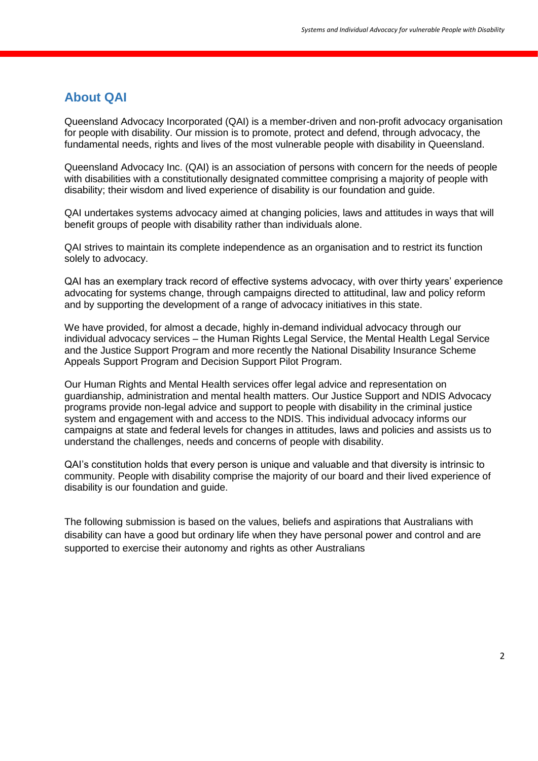## About QAI

Queensland Advocacy Incorporated (QAI) is a member-driven and non-profit advocacy organisation for people with disability. Our mission is to promote, protect and defend, through advocacy, the fundamental needs, rights and lives of the most vulnerable people with disability in Queensland.

Queensland Advocacy Inc. (QAI) is an association of persons with concern for the needs of people with disabilities with a constitutionally designated committee comprising a majority of people with disability; their wisdom and lived experience of disability is our foundation and guide.

QAI undertakes systems advocacy aimed at changing policies, laws and attitudes in ways that will benefit groups of people with disability rather than individuals alone.

QAI strives to maintain its complete independence as an organisation and to restrict its function solely to advocacy.

QAI has an exemplary track record of effective systems advocacy, with over thirty years' experience advocating for systems change, through campaigns directed to attitudinal, law and policy reform and by supporting the development of a range of advocacy initiatives in this state.

We have provided, for almost a decade, highly in-demand individual advocacy through our individual advocacy services – the Human Rights Legal Service, the Mental Health Legal Service and the Justice Support Program and more recently the National Disability Insurance Scheme Appeals Support Program and Decision Support Pilot Program.

Our Human Rights and Mental Health services offer legal advice and representation on guardianship, administration and mental health matters. Our Justice Support and NDIS Advocacy programs provide non-legal advice and support to people with disability in the criminal justice system and engagement with and access to the NDIS. This individual advocacy informs our campaigns at state and federal levels for changes in attitudes, laws and policies and assists us to understand the challenges, needs and concerns of people with disability.

QAI's constitution holds that every person is unique and valuable and that diversity is intrinsic to community. People with disability comprise the majority of our board and their lived experience of disability is our foundation and guide.

The following submission is based on the values, beliefs and aspirations that Australians with disability can have a good but ordinary life when they have personal power and control and are supported to exercise their autonomy and rights as other Australians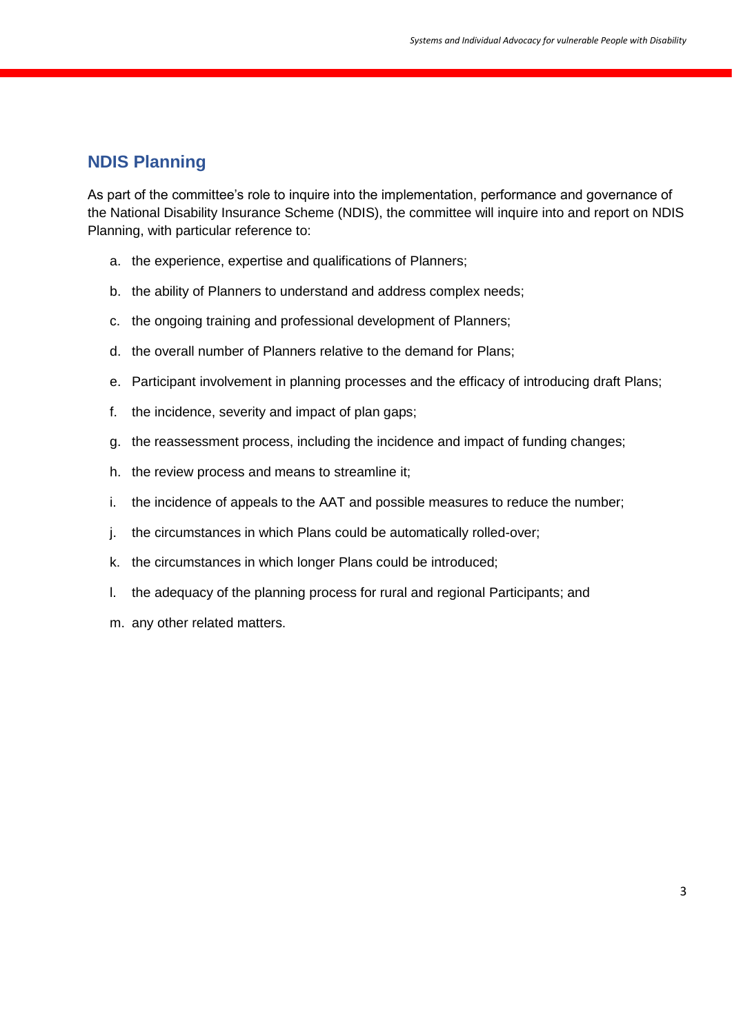## NDIS Planning

As part of the committee's role to inquire into the implementation, performance and governance of the National Disability Insurance Scheme (NDIS), the committee will inquire into and report on NDIS Planning, with particular reference to:

a. the experience, expertise and qualifications of Planners;

b. the ability of Planners to understand and address complex needs;

c. the ongoing training and professional development of Planners;

d. the overall number of Planners relative to the demand for Plans;

e. Participant involvement in planning processes and the efficacy of introducing draft Plans;

f. the incidence, severity and impact of plan gaps;

g. the reassessment process, including the incidence and impact of funding changes;

h. the review process and means to streamline it;

i. the incidence of appeals to the AAT and possible measures to reduce the number;

j. the circumstances in which Plans could be automatically rolled-over;

k. the circumstances in which longer Plans could be introduced;

l. the adequacy of the planning process for rural and regional Participants; and

m. any other related matters.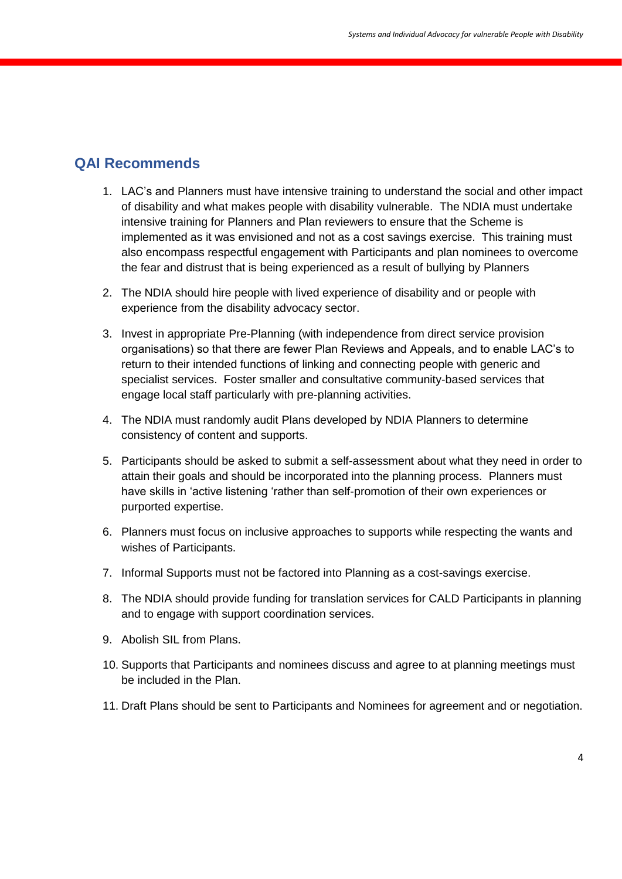## QAI Recommends

1. LAC's and Planners must have intensive training to understand the social and other impact of disability and what makes people with disability vulnerable. The NDIA must undertake intensive training for Planners and Plan reviewers to ensure that the Scheme is implemented as it was envisioned and not as a cost savings exercise. This training must also encompass respectful engagement with Participants and plan nominees to overcome the fear and distrust that is being experienced as a result of bullying by Planners
2. The NDIA should hire people with lived experience of disability and or people with experience from the disability advocacy sector.
3. Invest in appropriate Pre-Planning (with independence from direct service provision organisations) so that there are fewer Plan Reviews and Appeals, and to enable LAC's to return to their intended functions of linking and connecting people with generic and specialist services. Foster smaller and consultative community-based services that engage local staff particularly with pre-planning activities.
4. The NDIA must randomly audit Plans developed by NDIA Planners to determine consistency of content and supports.
5. Participants should be asked to submit a self-assessment about what they need in order to attain their goals and should be incorporated into the planning process. Planners must have skills in 'active listening 'rather than self-promotion of their own experiences or purported expertise.
6. Planners must focus on inclusive approaches to supports while respecting the wants and wishes of Participants.
7. Informal Supports must not be factored into Planning as a cost-savings exercise.
8. The NDIA should provide funding for translation services for CALD Participants in planning and to engage with support coordination services.
9. Abolish SIL from Plans.
10. Supports that Participants and nominees discuss and agree to at planning meetings must be included in the Plan.
11. Draft Plans should be sent to Participants and Nominees for agreement and or negotiation.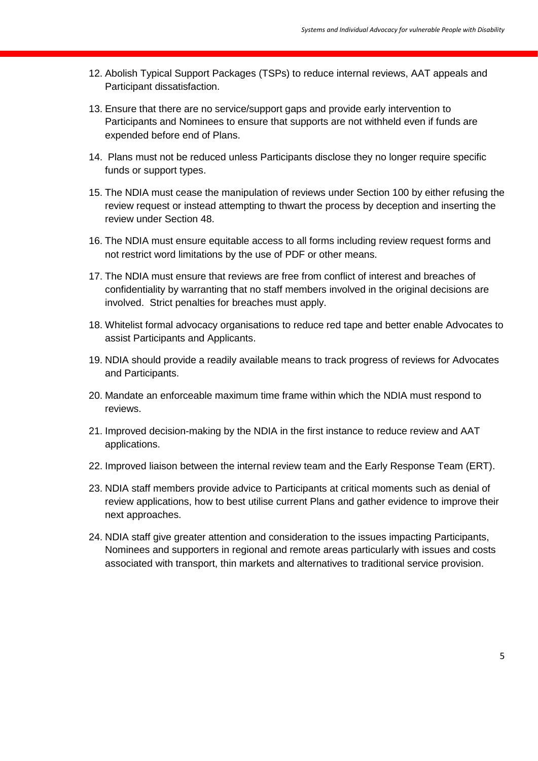12. Abolish Typical Support Packages (TSPs) to reduce internal reviews, AAT appeals and Participant dissatisfaction.

13. Ensure that there are no service/support gaps and provide early intervention to Participants and Nominees to ensure that supports are not withheld even if funds are expended before end of Plans.

14. Plans must not be reduced unless Participants disclose they no longer require specific funds or support types.

15. The NDIA must cease the manipulation of reviews under Section 100 by either refusing the review request or instead attempting to thwart the process by deception and inserting the review under Section 48.

16. The NDIA must ensure equitable access to all forms including review request forms and not restrict word limitations by the use of PDF or other means.

17. The NDIA must ensure that reviews are free from conflict of interest and breaches of confidentiality by warranting that no staff members involved in the original decisions are involved. Strict penalties for breaches must apply.

18. Whitelist formal advocacy organisations to reduce red tape and better enable Advocates to assist Participants and Applicants.

19. NDIA should provide a readily available means to track progress of reviews for Advocates and Participants.

20. Mandate an enforceable maximum time frame within which the NDIA must respond to reviews.

21. Improved decision-making by the NDIA in the first instance to reduce review and AAT applications.

22. Improved liaison between the internal review team and the Early Response Team (ERT).

23. NDIA staff members provide advice to Participants at critical moments such as denial of review applications, how to best utilise current Plans and gather evidence to improve their next approaches.

24. NDIA staff give greater attention and consideration to the issues impacting Participants, Nominees and supporters in regional and remote areas particularly with issues and costs associated with transport, thin markets and alternatives to traditional service provision.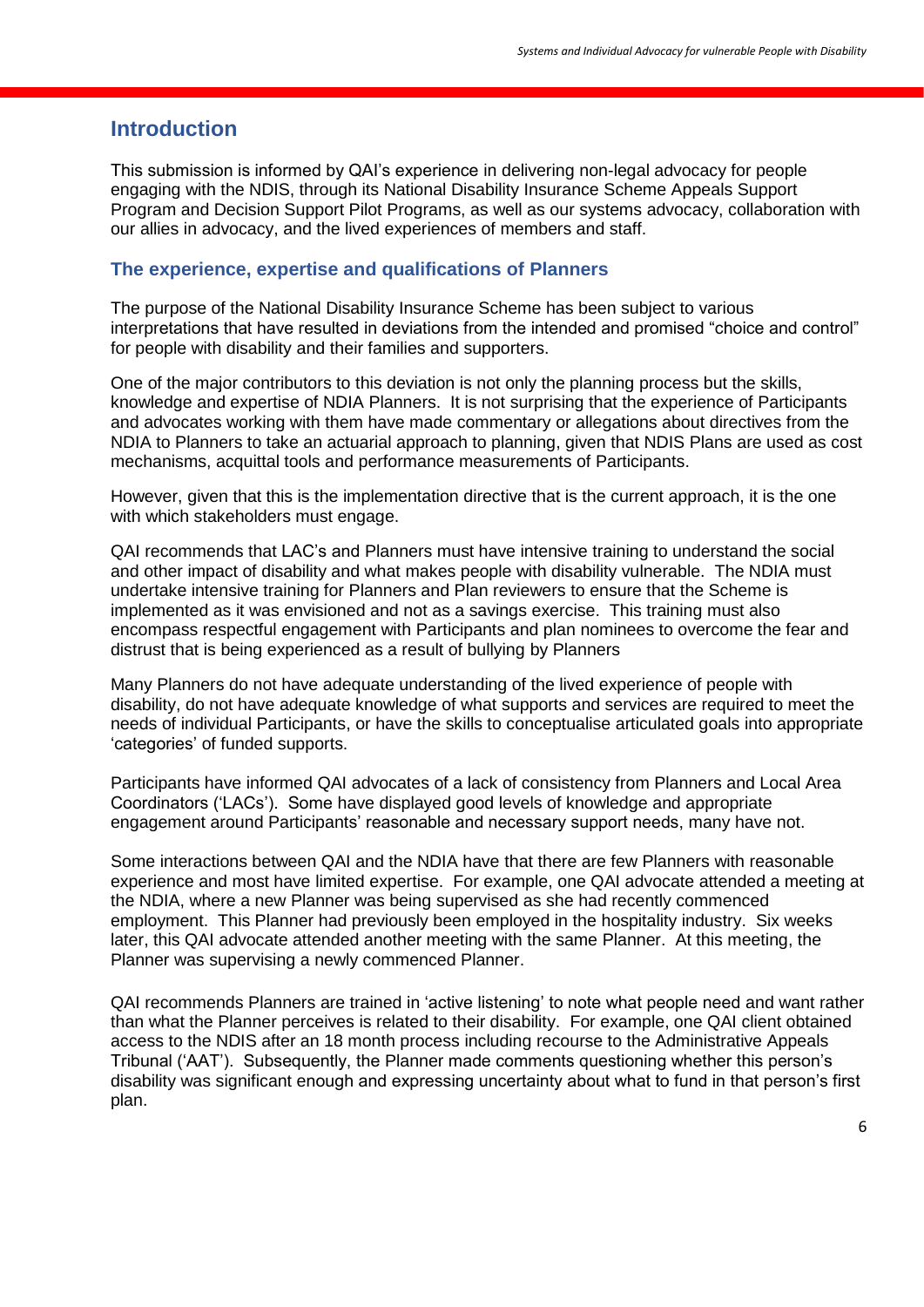## Introduction

This submission is informed by QAI's experience in delivering non-legal advocacy for people engaging with the NDIS, through its National Disability Insurance Scheme Appeals Support Program and Decision Support Pilot Programs, as well as our systems advocacy, collaboration with our allies in advocacy, and the lived experiences of members and staff.

### The experience, expertise and qualifications of Planners

The purpose of the National Disability Insurance Scheme has been subject to various interpretations that have resulted in deviations from the intended and promised "choice and control" for people with disability and their families and supporters.

One of the major contributors to this deviation is not only the planning process but the skills, knowledge and expertise of NDIA Planners. It is not surprising that the experience of Participants and advocates working with them have made commentary or allegations about directives from the NDIA to Planners to take an actuarial approach to planning, given that NDIS Plans are used as cost mechanisms, acquittal tools and performance measurements of Participants.

However, given that this is the implementation directive that is the current approach, it is the one with which stakeholders must engage.

QAI recommends that LAC's and Planners must have intensive training to understand the social and other impact of disability and what makes people with disability vulnerable. The NDIA must undertake intensive training for Planners and Plan reviewers to ensure that the Scheme is implemented as it was envisioned and not as a savings exercise. This training must also encompass respectful engagement with Participants and plan nominees to overcome the fear and distrust that is being experienced as a result of bullying by Planners

Many Planners do not have adequate understanding of the lived experience of people with disability, do not have adequate knowledge of what supports and services are required to meet the needs of individual Participants, or have the skills to conceptualise articulated goals into appropriate 'categories' of funded supports.

Participants have informed QAI advocates of a lack of consistency from Planners and Local Area Coordinators ('LACs'). Some have displayed good levels of knowledge and appropriate engagement around Participants' reasonable and necessary support needs, many have not.

Some interactions between QAI and the NDIA have that there are few Planners with reasonable experience and most have limited expertise. For example, one QAI advocate attended a meeting at the NDIA, where a new Planner was being supervised as she had recently commenced employment. This Planner had previously been employed in the hospitality industry. Six weeks later, this QAI advocate attended another meeting with the same Planner. At this meeting, the Planner was supervising a newly commenced Planner.

QAI recommends Planners are trained in 'active listening' to note what people need and want rather than what the Planner perceives is related to their disability. For example, one QAI client obtained access to the NDIS after an 18 month process including recourse to the Administrative Appeals Tribunal ('AAT'). Subsequently, the Planner made comments questioning whether this person's disability was significant enough and expressing uncertainty about what to fund in that person's first plan.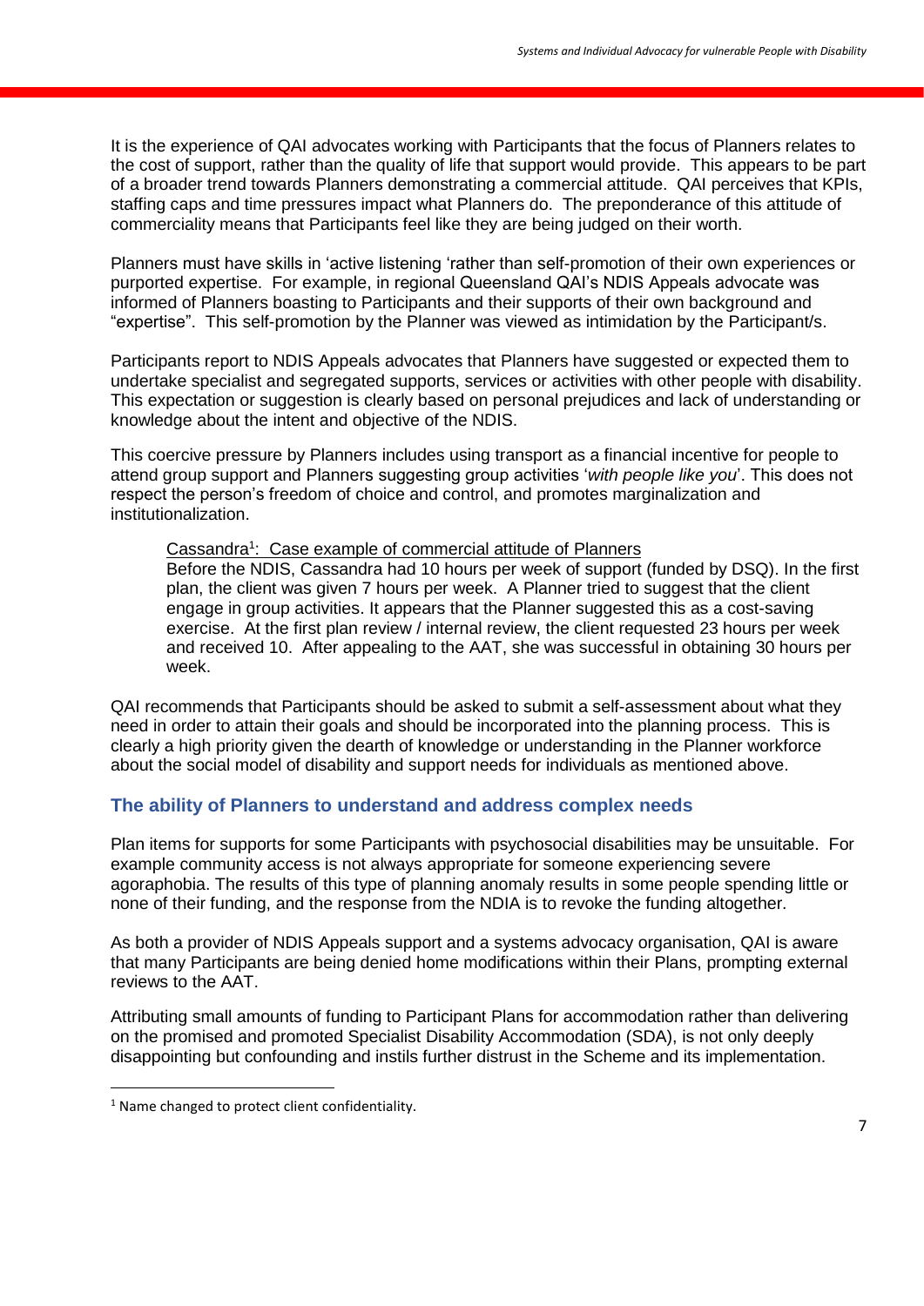It is the experience of QAI advocates working with Participants that the focus of Planners relates to the cost of support, rather than the quality of life that support would provide. This appears to be part of a broader trend towards Planners demonstrating a commercial attitude. QAI perceives that KPIs, staffing caps and time pressures impact what Planners do. The preponderance of this attitude of commerciality means that Participants feel like they are being judged on their worth.

Planners must have skills in 'active listening 'rather than self-promotion of their own experiences or purported expertise. For example, in regional Queensland QAI's NDIS Appeals advocate was informed of Planners boasting to Participants and their supports of their own background and "expertise". This self-promotion by the Planner was viewed as intimidation by the Participant/s.

Participants report to NDIS Appeals advocates that Planners have suggested or expected them to undertake specialist and segregated supports, services or activities with other people with disability. This expectation or suggestion is clearly based on personal prejudices and lack of understanding or knowledge about the intent and objective of the NDIS.

This coercive pressure by Planners includes using transport as a financial incentive for people to attend group support and Planners suggesting group activities '*with people like you*'. This does not respect the person's freedom of choice and control, and promotes marginalization and institutionalization.

> <u>Cassandra[1]: Case example of commercial attitude of Planners</u>
> Before the NDIS, Cassandra had 10 hours per week of support (funded by DSQ). In the first plan, the client was given 7 hours per week. A Planner tried to suggest that the client engage in group activities. It appears that the Planner suggested this as a cost-saving exercise. At the first plan review / internal review, the client requested 23 hours per week and received 10. After appealing to the AAT, she was successful in obtaining 30 hours per week.

QAI recommends that Participants should be asked to submit a self-assessment about what they need in order to attain their goals and should be incorporated into the planning process. This is clearly a high priority given the dearth of knowledge or understanding in the Planner workforce about the social model of disability and support needs for individuals as mentioned above.

## The ability of Planners to understand and address complex needs

Plan items for supports for some Participants with psychosocial disabilities may be unsuitable. For example community access is not always appropriate for someone experiencing severe agoraphobia. The results of this type of planning anomaly results in some people spending little or none of their funding, and the response from the NDIA is to revoke the funding altogether.

As both a provider of NDIS Appeals support and a systems advocacy organisation, QAI is aware that many Participants are being denied home modifications within their Plans, prompting external reviews to the AAT.

Attributing small amounts of funding to Participant Plans for accommodation rather than delivering on the promised and promoted Specialist Disability Accommodation (SDA), is not only deeply disappointing but confounding and instils further distrust in the Scheme and its implementation.

---

[1] Name changed to protect client confidentiality.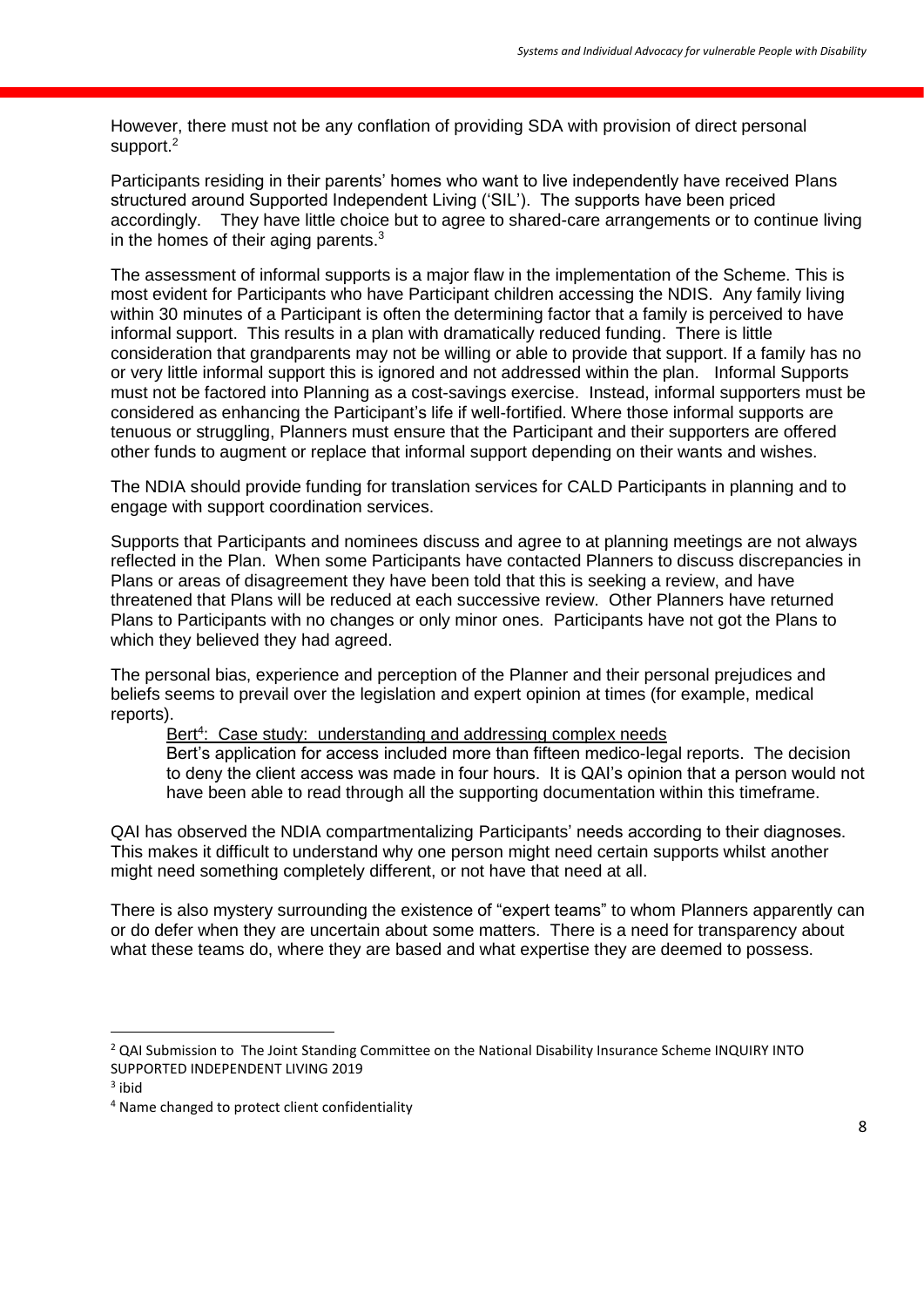However, there must not be any conflation of providing SDA with provision of direct personal support.[2]

Participants residing in their parents' homes who want to live independently have received Plans structured around Supported Independent Living ('SIL'). The supports have been priced accordingly. They have little choice but to agree to shared-care arrangements or to continue living in the homes of their aging parents.[3]

The assessment of informal supports is a major flaw in the implementation of the Scheme. This is most evident for Participants who have Participant children accessing the NDIS. Any family living within 30 minutes of a Participant is often the determining factor that a family is perceived to have informal support. This results in a plan with dramatically reduced funding. There is little consideration that grandparents may not be willing or able to provide that support. If a family has no or very little informal support this is ignored and not addressed within the plan. Informal Supports must not be factored into Planning as a cost-savings exercise. Instead, informal supporters must be considered as enhancing the Participant's life if well-fortified. Where those informal supports are tenuous or struggling, Planners must ensure that the Participant and their supporters are offered other funds to augment or replace that informal support depending on their wants and wishes.

The NDIA should provide funding for translation services for CALD Participants in planning and to engage with support coordination services.

Supports that Participants and nominees discuss and agree to at planning meetings are not always reflected in the Plan. When some Participants have contacted Planners to discuss discrepancies in Plans or areas of disagreement they have been told that this is seeking a review, and have threatened that Plans will be reduced at each successive review. Other Planners have returned Plans to Participants with no changes or only minor ones. Participants have not got the Plans to which they believed they had agreed.

The personal bias, experience and perception of the Planner and their personal prejudices and beliefs seems to prevail over the legislation and expert opinion at times (for example, medical reports).

> <u>Bert[4]: Case study: understanding and addressing complex needs</u>
>
> Bert's application for access included more than fifteen medico-legal reports. The decision to deny the client access was made in four hours. It is QAI's opinion that a person would not have been able to read through all the supporting documentation within this timeframe.

QAI has observed the NDIA compartmentalizing Participants' needs according to their diagnoses. This makes it difficult to understand why one person might need certain supports whilst another might need something completely different, or not have that need at all.

There is also mystery surrounding the existence of "expert teams" to whom Planners apparently can or do defer when they are uncertain about some matters. There is a need for transparency about what these teams do, where they are based and what expertise they are deemed to possess.

---

[2] QAI Submission to The Joint Standing Committee on the National Disability Insurance Scheme INQUIRY INTO SUPPORTED INDEPENDENT LIVING 2019

[3] ibid

[4] Name changed to protect client confidentiality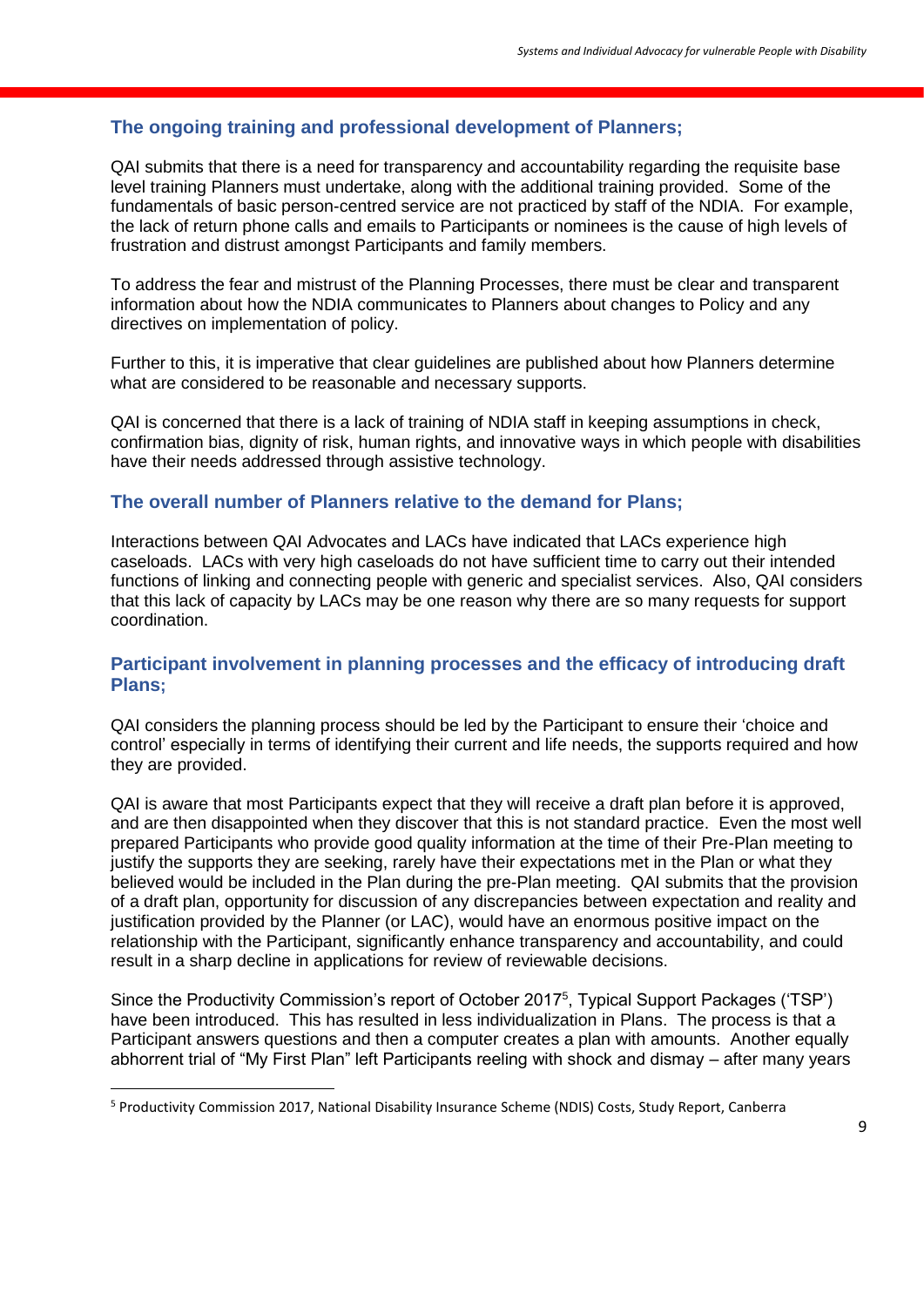### The ongoing training and professional development of Planners;

QAI submits that there is a need for transparency and accountability regarding the requisite base level training Planners must undertake, along with the additional training provided. Some of the fundamentals of basic person-centred service are not practiced by staff of the NDIA. For example, the lack of return phone calls and emails to Participants or nominees is the cause of high levels of frustration and distrust amongst Participants and family members.

To address the fear and mistrust of the Planning Processes, there must be clear and transparent information about how the NDIA communicates to Planners about changes to Policy and any directives on implementation of policy.

Further to this, it is imperative that clear guidelines are published about how Planners determine what are considered to be reasonable and necessary supports.

QAI is concerned that there is a lack of training of NDIA staff in keeping assumptions in check, confirmation bias, dignity of risk, human rights, and innovative ways in which people with disabilities have their needs addressed through assistive technology.

### The overall number of Planners relative to the demand for Plans;

Interactions between QAI Advocates and LACs have indicated that LACs experience high caseloads. LACs with very high caseloads do not have sufficient time to carry out their intended functions of linking and connecting people with generic and specialist services. Also, QAI considers that this lack of capacity by LACs may be one reason why there are so many requests for support coordination.

### Participant involvement in planning processes and the efficacy of introducing draft Plans;

QAI considers the planning process should be led by the Participant to ensure their 'choice and control' especially in terms of identifying their current and life needs, the supports required and how they are provided.

QAI is aware that most Participants expect that they will receive a draft plan before it is approved, and are then disappointed when they discover that this is not standard practice. Even the most well prepared Participants who provide good quality information at the time of their Pre-Plan meeting to justify the supports they are seeking, rarely have their expectations met in the Plan or what they believed would be included in the Plan during the pre-Plan meeting. QAI submits that the provision of a draft plan, opportunity for discussion of any discrepancies between expectation and reality and justification provided by the Planner (or LAC), would have an enormous positive impact on the relationship with the Participant, significantly enhance transparency and accountability, and could result in a sharp decline in applications for review of reviewable decisions.

Since the Productivity Commission's report of October 2017[5], Typical Support Packages ('TSP') have been introduced. This has resulted in less individualization in Plans. The process is that a Participant answers questions and then a computer creates a plan with amounts. Another equally abhorrent trial of "My First Plan" left Participants reeling with shock and dismay – after many years

[5] Productivity Commission 2017, National Disability Insurance Scheme (NDIS) Costs, Study Report, Canberra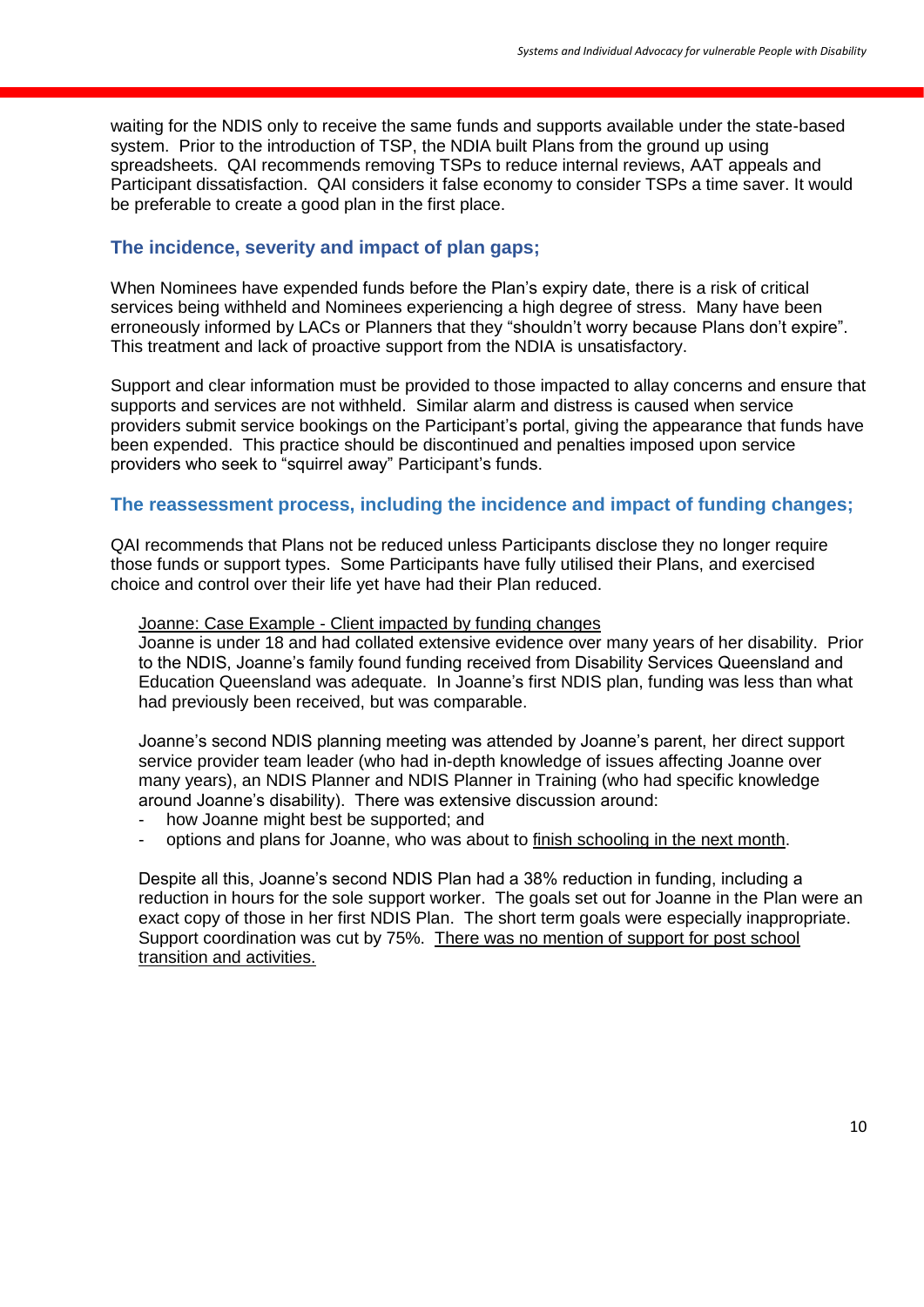waiting for the NDIS only to receive the same funds and supports available under the state-based system. Prior to the introduction of TSP, the NDIA built Plans from the ground up using spreadsheets. QAI recommends removing TSPs to reduce internal reviews, AAT appeals and Participant dissatisfaction. QAI considers it false economy to consider TSPs a time saver. It would be preferable to create a good plan in the first place.

## The incidence, severity and impact of plan gaps;

When Nominees have expended funds before the Plan's expiry date, there is a risk of critical services being withheld and Nominees experiencing a high degree of stress. Many have been erroneously informed by LACs or Planners that they "shouldn't worry because Plans don't expire". This treatment and lack of proactive support from the NDIA is unsatisfactory.

Support and clear information must be provided to those impacted to allay concerns and ensure that supports and services are not withheld. Similar alarm and distress is caused when service providers submit service bookings on the Participant's portal, giving the appearance that funds have been expended. This practice should be discontinued and penalties imposed upon service providers who seek to "squirrel away" Participant's funds.

## The reassessment process, including the incidence and impact of funding changes;

QAI recommends that Plans not be reduced unless Participants disclose they no longer require those funds or support types. Some Participants have fully utilised their Plans, and exercised choice and control over their life yet have had their Plan reduced.

> <u>Joanne: Case Example - Client impacted by funding changes</u>
> Joanne is under 18 and had collated extensive evidence over many years of her disability. Prior to the NDIS, Joanne's family found funding received from Disability Services Queensland and Education Queensland was adequate. In Joanne's first NDIS plan, funding was less than what had previously been received, but was comparable.
>
> Joanne's second NDIS planning meeting was attended by Joanne's parent, her direct support service provider team leader (who had in-depth knowledge of issues affecting Joanne over many years), an NDIS Planner and NDIS Planner in Training (who had specific knowledge around Joanne's disability). There was extensive discussion around:
>
> - how Joanne might best be supported; and
> - options and plans for Joanne, who was about to <u>finish schooling in the next month</u>.
>
> Despite all this, Joanne's second NDIS Plan had a 38% reduction in funding, including a reduction in hours for the sole support worker. The goals set out for Joanne in the Plan were an exact copy of those in her first NDIS Plan. The short term goals were especially inappropriate. Support coordination was cut by 75%. <u>There was no mention of support for post school transition and activities.</u>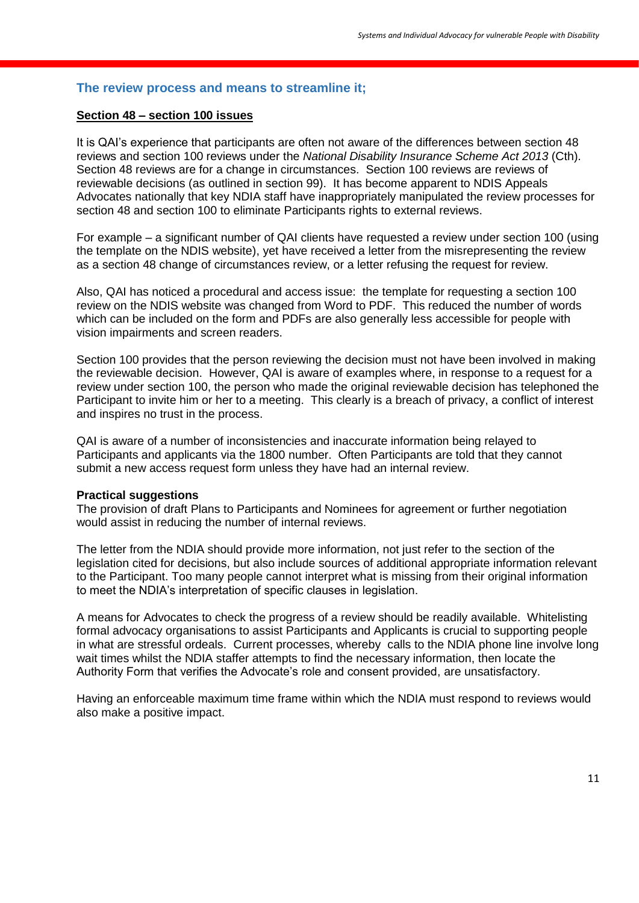## The review process and means to streamline it;

**<u>Section 48 – section 100 issues</u>**

It is QAI's experience that participants are often not aware of the differences between section 48 reviews and section 100 reviews under the *National Disability Insurance Scheme Act 2013* (Cth). Section 48 reviews are for a change in circumstances. Section 100 reviews are reviews of reviewable decisions (as outlined in section 99). It has become apparent to NDIS Appeals Advocates nationally that key NDIA staff have inappropriately manipulated the review processes for section 48 and section 100 to eliminate Participants rights to external reviews.

For example – a significant number of QAI clients have requested a review under section 100 (using the template on the NDIS website), yet have received a letter from the misrepresenting the review as a section 48 change of circumstances review, or a letter refusing the request for review.

Also, QAI has noticed a procedural and access issue: the template for requesting a section 100 review on the NDIS website was changed from Word to PDF. This reduced the number of words which can be included on the form and PDFs are also generally less accessible for people with vision impairments and screen readers.

Section 100 provides that the person reviewing the decision must not have been involved in making the reviewable decision. However, QAI is aware of examples where, in response to a request for a review under section 100, the person who made the original reviewable decision has telephoned the Participant to invite him or her to a meeting. This clearly is a breach of privacy, a conflict of interest and inspires no trust in the process.

QAI is aware of a number of inconsistencies and inaccurate information being relayed to Participants and applicants via the 1800 number. Often Participants are told that they cannot submit a new access request form unless they have had an internal review.

**Practical suggestions**

The provision of draft Plans to Participants and Nominees for agreement or further negotiation would assist in reducing the number of internal reviews.

The letter from the NDIA should provide more information, not just refer to the section of the legislation cited for decisions, but also include sources of additional appropriate information relevant to the Participant. Too many people cannot interpret what is missing from their original information to meet the NDIA's interpretation of specific clauses in legislation.

A means for Advocates to check the progress of a review should be readily available. Whitelisting formal advocacy organisations to assist Participants and Applicants is crucial to supporting people in what are stressful ordeals. Current processes, whereby calls to the NDIA phone line involve long wait times whilst the NDIA staffer attempts to find the necessary information, then locate the Authority Form that verifies the Advocate's role and consent provided, are unsatisfactory.

Having an enforceable maximum time frame within which the NDIA must respond to reviews would also make a positive impact.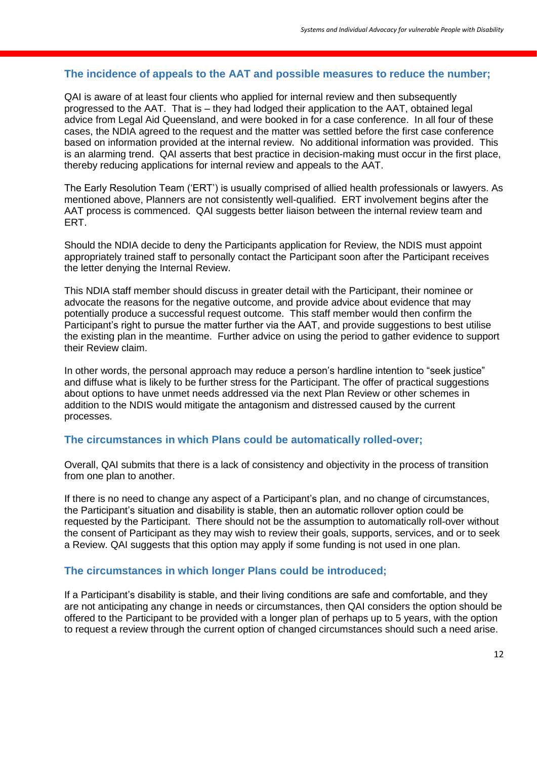## The incidence of appeals to the AAT and possible measures to reduce the number;

QAI is aware of at least four clients who applied for internal review and then subsequently progressed to the AAT. That is – they had lodged their application to the AAT, obtained legal advice from Legal Aid Queensland, and were booked in for a case conference. In all four of these cases, the NDIA agreed to the request and the matter was settled before the first case conference based on information provided at the internal review. No additional information was provided. This is an alarming trend. QAI asserts that best practice in decision-making must occur in the first place, thereby reducing applications for internal review and appeals to the AAT.

The Early Resolution Team ('ERT') is usually comprised of allied health professionals or lawyers. As mentioned above, Planners are not consistently well-qualified. ERT involvement begins after the AAT process is commenced. QAI suggests better liaison between the internal review team and ERT.

Should the NDIA decide to deny the Participants application for Review, the NDIS must appoint appropriately trained staff to personally contact the Participant soon after the Participant receives the letter denying the Internal Review.

This NDIA staff member should discuss in greater detail with the Participant, their nominee or advocate the reasons for the negative outcome, and provide advice about evidence that may potentially produce a successful request outcome. This staff member would then confirm the Participant's right to pursue the matter further via the AAT, and provide suggestions to best utilise the existing plan in the meantime. Further advice on using the period to gather evidence to support their Review claim.

In other words, the personal approach may reduce a person's hardline intention to "seek justice" and diffuse what is likely to be further stress for the Participant. The offer of practical suggestions about options to have unmet needs addressed via the next Plan Review or other schemes in addition to the NDIS would mitigate the antagonism and distressed caused by the current processes.

## The circumstances in which Plans could be automatically rolled-over;

Overall, QAI submits that there is a lack of consistency and objectivity in the process of transition from one plan to another.

If there is no need to change any aspect of a Participant's plan, and no change of circumstances, the Participant's situation and disability is stable, then an automatic rollover option could be requested by the Participant. There should not be the assumption to automatically roll-over without the consent of Participant as they may wish to review their goals, supports, services, and or to seek a Review. QAI suggests that this option may apply if some funding is not used in one plan.

## The circumstances in which longer Plans could be introduced;

If a Participant's disability is stable, and their living conditions are safe and comfortable, and they are not anticipating any change in needs or circumstances, then QAI considers the option should be offered to the Participant to be provided with a longer plan of perhaps up to 5 years, with the option to request a review through the current option of changed circumstances should such a need arise.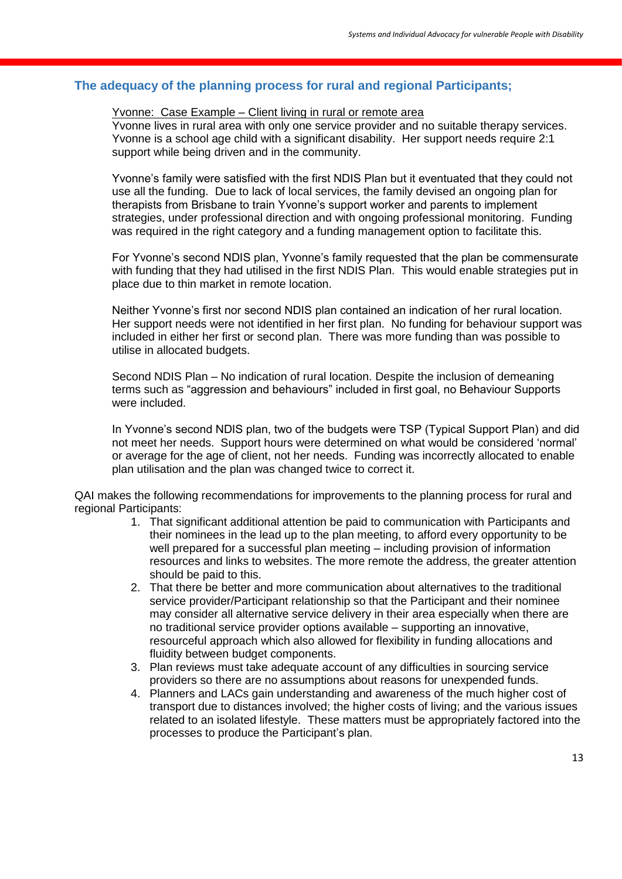## The adequacy of the planning process for rural and regional Participants;

Yvonne: Case Example – Client living in rural or remote area

Yvonne lives in rural area with only one service provider and no suitable therapy services. Yvonne is a school age child with a significant disability. Her support needs require 2:1 support while being driven and in the community.

Yvonne's family were satisfied with the first NDIS Plan but it eventuated that they could not use all the funding. Due to lack of local services, the family devised an ongoing plan for therapists from Brisbane to train Yvonne's support worker and parents to implement strategies, under professional direction and with ongoing professional monitoring. Funding was required in the right category and a funding management option to facilitate this.

For Yvonne's second NDIS plan, Yvonne's family requested that the plan be commensurate with funding that they had utilised in the first NDIS Plan. This would enable strategies put in place due to thin market in remote location.

Neither Yvonne's first nor second NDIS plan contained an indication of her rural location. Her support needs were not identified in her first plan. No funding for behaviour support was included in either her first or second plan. There was more funding than was possible to utilise in allocated budgets.

Second NDIS Plan – No indication of rural location. Despite the inclusion of demeaning terms such as "aggression and behaviours" included in first goal, no Behaviour Supports were included.

In Yvonne's second NDIS plan, two of the budgets were TSP (Typical Support Plan) and did not meet her needs. Support hours were determined on what would be considered 'normal' or average for the age of client, not her needs. Funding was incorrectly allocated to enable plan utilisation and the plan was changed twice to correct it.

QAI makes the following recommendations for improvements to the planning process for rural and regional Participants:

1. That significant additional attention be paid to communication with Participants and their nominees in the lead up to the plan meeting, to afford every opportunity to be well prepared for a successful plan meeting – including provision of information resources and links to websites. The more remote the address, the greater attention should be paid to this.
2. That there be better and more communication about alternatives to the traditional service provider/Participant relationship so that the Participant and their nominee may consider all alternative service delivery in their area especially when there are no traditional service provider options available – supporting an innovative, resourceful approach which also allowed for flexibility in funding allocations and fluidity between budget components.
3. Plan reviews must take adequate account of any difficulties in sourcing service providers so there are no assumptions about reasons for unexpended funds.
4. Planners and LACs gain understanding and awareness of the much higher cost of transport due to distances involved; the higher costs of living; and the various issues related to an isolated lifestyle. These matters must be appropriately factored into the processes to produce the Participant's plan.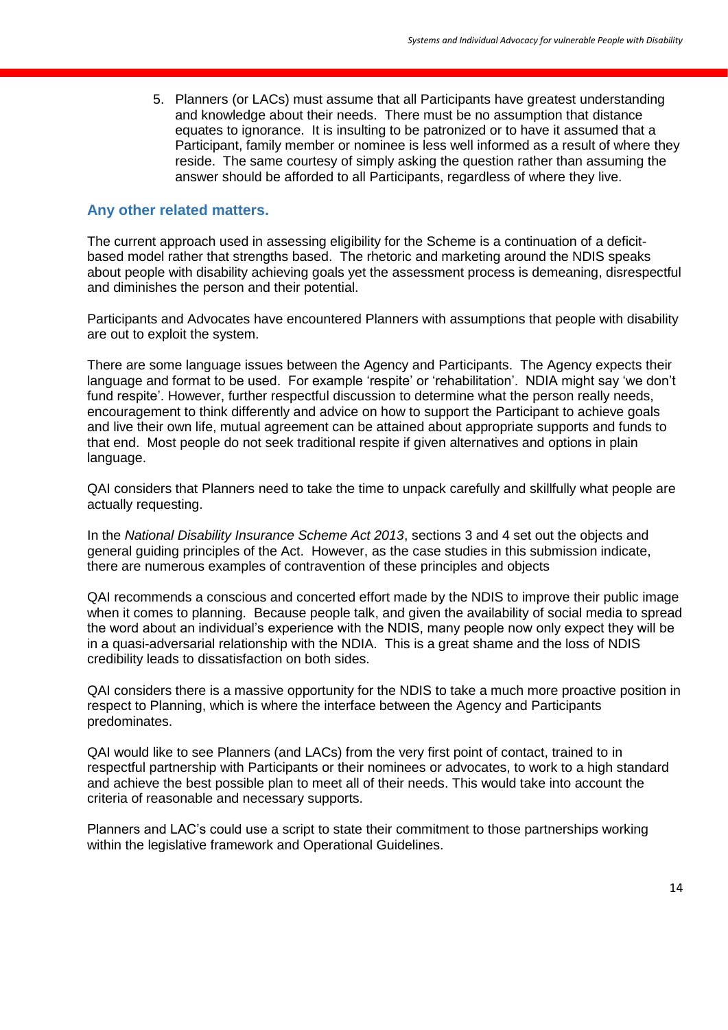5. Planners (or LACs) must assume that all Participants have greatest understanding and knowledge about their needs. There must be no assumption that distance equates to ignorance. It is insulting to be patronized or to have it assumed that a Participant, family member or nominee is less well informed as a result of where they reside. The same courtesy of simply asking the question rather than assuming the answer should be afforded to all Participants, regardless of where they live.

## Any other related matters.

The current approach used in assessing eligibility for the Scheme is a continuation of a deficit-based model rather that strengths based. The rhetoric and marketing around the NDIS speaks about people with disability achieving goals yet the assessment process is demeaning, disrespectful and diminishes the person and their potential.

Participants and Advocates have encountered Planners with assumptions that people with disability are out to exploit the system.

There are some language issues between the Agency and Participants. The Agency expects their language and format to be used. For example 'respite' or 'rehabilitation'. NDIA might say 'we don't fund respite'. However, further respectful discussion to determine what the person really needs, encouragement to think differently and advice on how to support the Participant to achieve goals and live their own life, mutual agreement can be attained about appropriate supports and funds to that end. Most people do not seek traditional respite if given alternatives and options in plain language.

QAI considers that Planners need to take the time to unpack carefully and skillfully what people are actually requesting.

In the *National Disability Insurance Scheme Act 2013*, sections 3 and 4 set out the objects and general guiding principles of the Act. However, as the case studies in this submission indicate, there are numerous examples of contravention of these principles and objects

QAI recommends a conscious and concerted effort made by the NDIS to improve their public image when it comes to planning. Because people talk, and given the availability of social media to spread the word about an individual's experience with the NDIS, many people now only expect they will be in a quasi-adversarial relationship with the NDIA. This is a great shame and the loss of NDIS credibility leads to dissatisfaction on both sides.

QAI considers there is a massive opportunity for the NDIS to take a much more proactive position in respect to Planning, which is where the interface between the Agency and Participants predominates.

QAI would like to see Planners (and LACs) from the very first point of contact, trained to in respectful partnership with Participants or their nominees or advocates, to work to a high standard and achieve the best possible plan to meet all of their needs. This would take into account the criteria of reasonable and necessary supports.

Planners and LAC's could use a script to state their commitment to those partnerships working within the legislative framework and Operational Guidelines.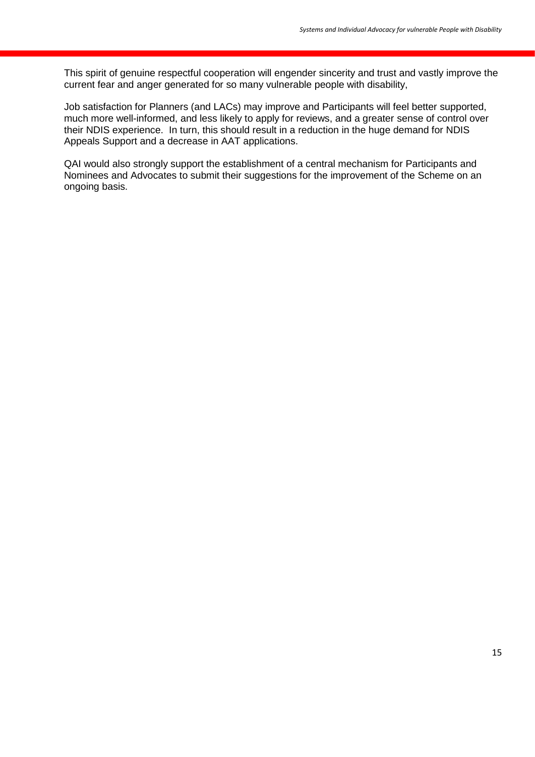This spirit of genuine respectful cooperation will engender sincerity and trust and vastly improve the current fear and anger generated for so many vulnerable people with disability,

Job satisfaction for Planners (and LACs) may improve and Participants will feel better supported, much more well-informed, and less likely to apply for reviews, and a greater sense of control over their NDIS experience. In turn, this should result in a reduction in the huge demand for NDIS Appeals Support and a decrease in AAT applications.

QAI would also strongly support the establishment of a central mechanism for Participants and Nominees and Advocates to submit their suggestions for the improvement of the Scheme on an ongoing basis.